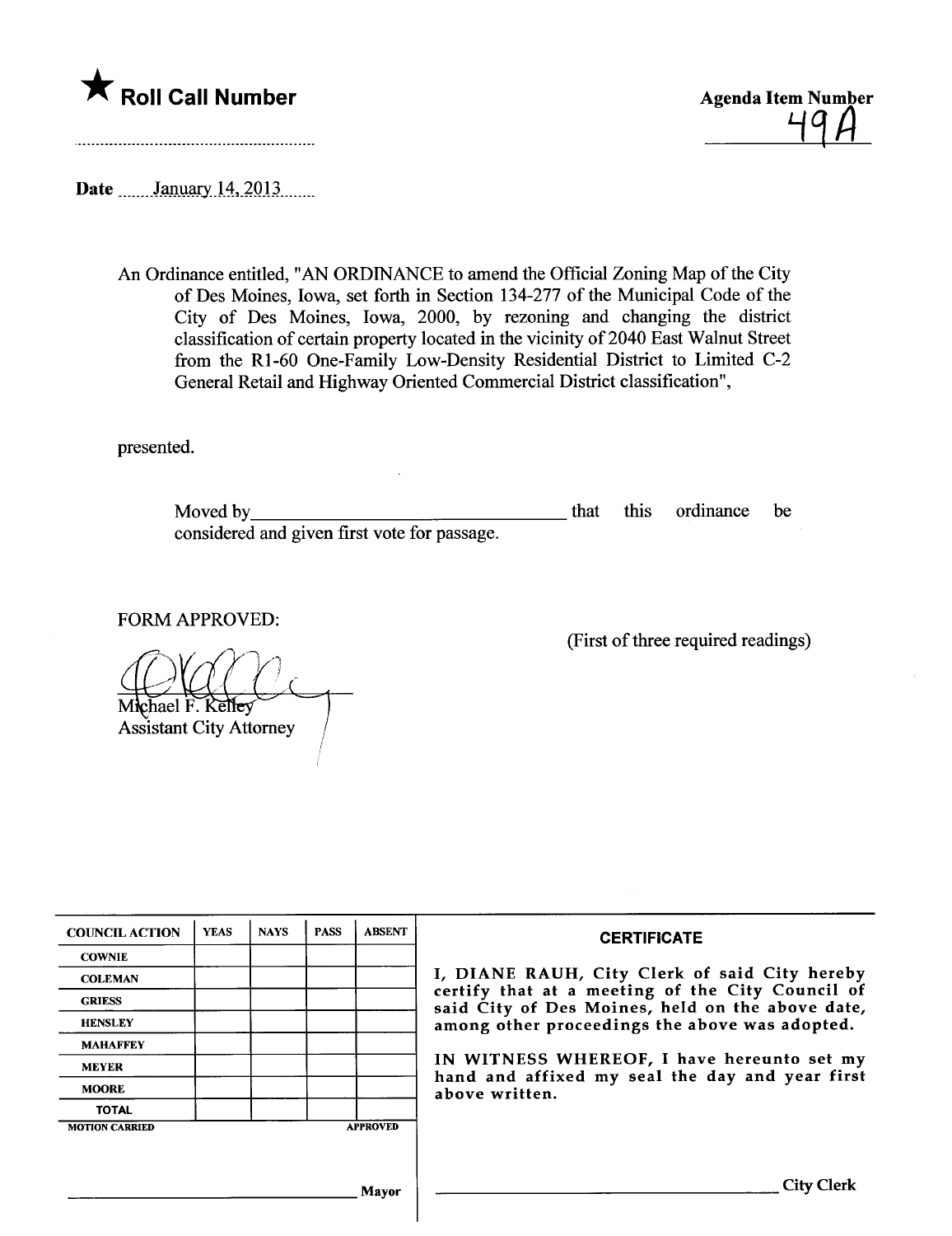★ **Roll Call Number**

..............................................................

**Agenda Item Number**
49A

**Date** ......January 14, 2013.......

An Ordinance entitled, "AN ORDINANCE to amend the Official Zoning Map of the City of Des Moines, Iowa, set forth in Section 134-277 of the Municipal Code of the City of Des Moines, Iowa, 2000, by rezoning and changing the district classification of certain property located in the vicinity of 2040 East Walnut Street from the R1-60 One-Family Low-Density Residential District to Limited C-2 General Retail and Highway Oriented Commercial District classification",

presented.

Moved by\_\_\_\_\_\_\_\_\_\_\_\_\_\_\_\_\_\_\_\_\_\_\_\_\_\_\_\_\_\_\_\_\_\_ that this ordinance be considered and given first vote for passage.

FORM APPROVED:

(First of three required readings)

Michael F. Kelley
Assistant City Attorney

| COUNCIL ACTION | YEAS | NAYS | PASS | ABSENT |
|---|---|---|---|---|
| COWNIE | | | | |
| COLEMAN | | | | |
| GRIESS | | | | |
| HENSLEY | | | | |
| MAHAFFEY | | | | |
| MEYER | | | | |
| MOORE | | | | |
| TOTAL | | | | |
| MOTION CARRIED | | | | APPROVED |

\_\_\_\_\_\_\_\_\_\_\_\_\_\_\_\_\_\_\_\_\_\_\_\_\_\_\_\_\_\_\_\_ Mayor

**CERTIFICATE**

I, DIANE RAUH, City Clerk of said City hereby certify that at a meeting of the City Council of said City of Des Moines, held on the above date, among other proceedings the above was adopted.

IN WITNESS WHEREOF, I have hereunto set my hand and affixed my seal the day and year first above written.

\_\_\_\_\_\_\_\_\_\_\_\_\_\_\_\_\_\_\_\_\_\_\_\_\_\_\_\_\_\_\_\_ City Clerk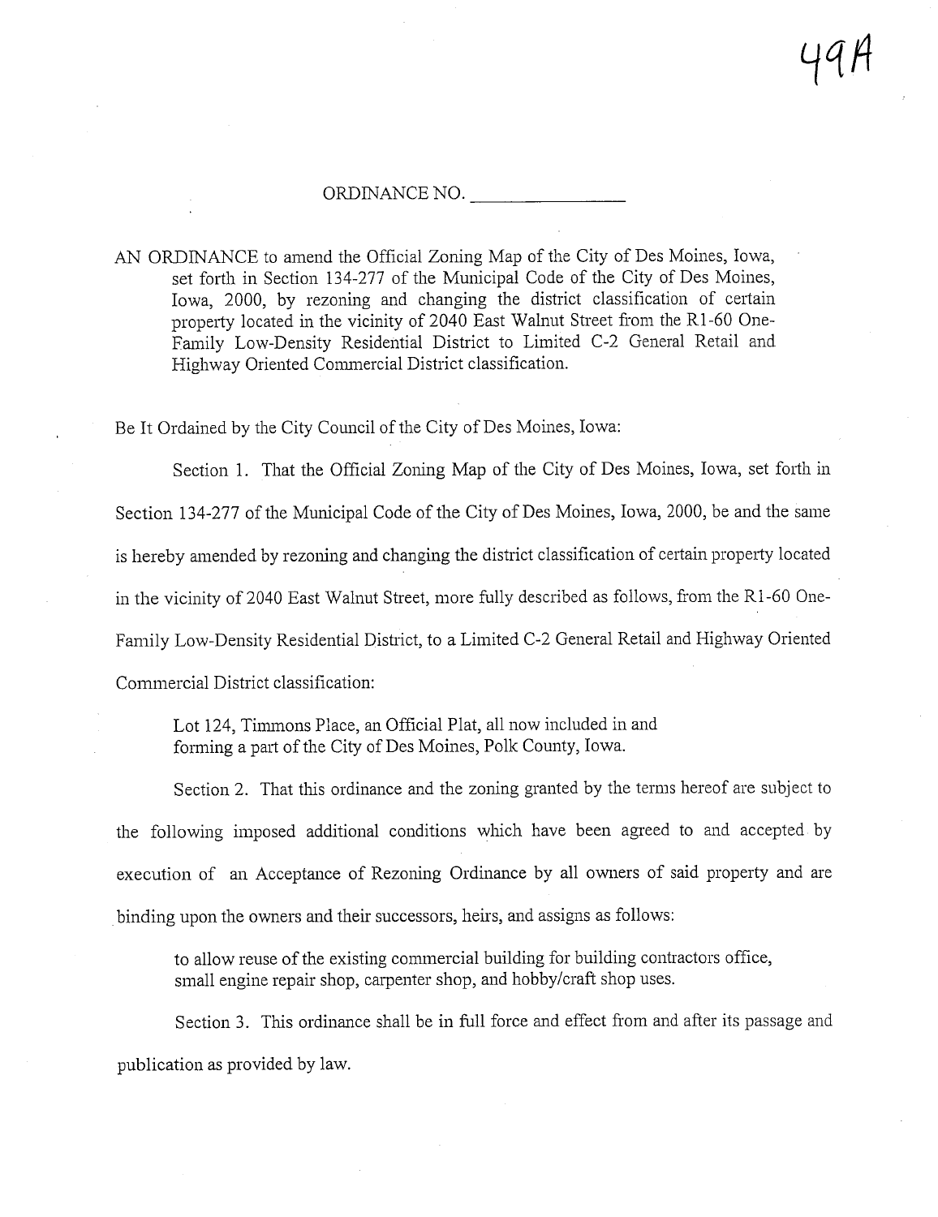49A

ORDINANCE NO. _______________

AN ORDINANCE to amend the Official Zoning Map of the City of Des Moines, Iowa, set forth in Section 134-277 of the Municipal Code of the City of Des Moines, Iowa, 2000, by rezoning and changing the district classification of certain property located in the vicinity of 2040 East Walnut Street from the R1-60 One-Family Low-Density Residential District to Limited C-2 General Retail and Highway Oriented Commercial District classification.

Be It Ordained by the City Council of the City of Des Moines, Iowa:

Section 1. That the Official Zoning Map of the City of Des Moines, Iowa, set forth in Section 134-277 of the Municipal Code of the City of Des Moines, Iowa, 2000, be and the same is hereby amended by rezoning and changing the district classification of certain property located in the vicinity of 2040 East Walnut Street, more fully described as follows, from the R1-60 One-Family Low-Density Residential District, to a Limited C-2 General Retail and Highway Oriented Commercial District classification:

> Lot 124, Timmons Place, an Official Plat, all now included in and forming a part of the City of Des Moines, Polk County, Iowa.

Section 2. That this ordinance and the zoning granted by the terms hereof are subject to the following imposed additional conditions which have been agreed to and accepted by execution of an Acceptance of Rezoning Ordinance by all owners of said property and are binding upon the owners and their successors, heirs, and assigns as follows:

> to allow reuse of the existing commercial building for building contractors office, small engine repair shop, carpenter shop, and hobby/craft shop uses.

Section 3. This ordinance shall be in full force and effect from and after its passage and publication as provided by law.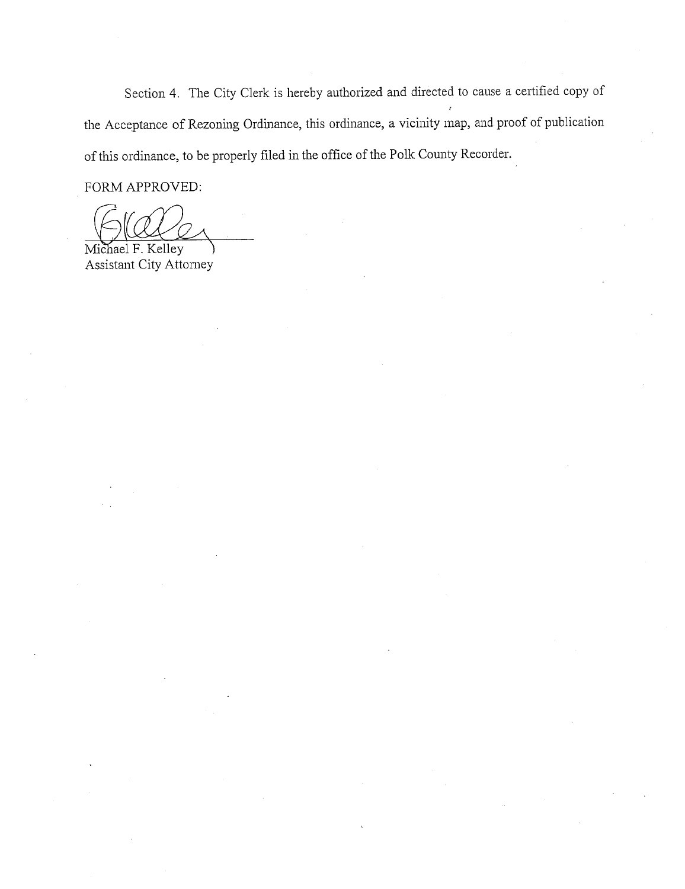Section 4. The City Clerk is hereby authorized and directed to cause a certified copy of the Acceptance of Rezoning Ordinance, this ordinance, a vicinity map, and proof of publication of this ordinance, to be properly filed in the office of the Polk County Recorder.

FORM APPROVED:

Michael F. Kelley
Assistant City Attorney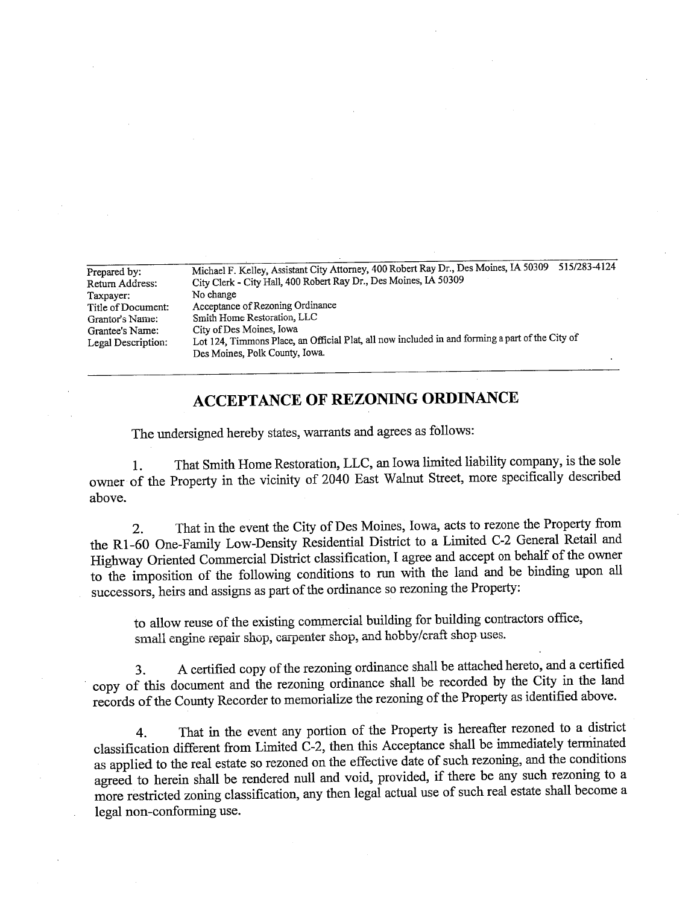| | |
|---|---|
| Prepared by: | Michael F. Kelley, Assistant City Attorney, 400 Robert Ray Dr., Des Moines, IA 50309 515/283-4124 |
| Return Address: | City Clerk - City Hall, 400 Robert Ray Dr., Des Moines, IA 50309 |
| Taxpayer: | No change |
| Title of Document: | Acceptance of Rezoning Ordinance |
| Grantor's Name: | Smith Home Restoration, LLC |
| Grantee's Name: | City of Des Moines, Iowa |
| Legal Description: | Lot 124, Timmons Place, an Official Plat, all now included in and forming a part of the City of Des Moines, Polk County, Iowa. |

# ACCEPTANCE OF REZONING ORDINANCE

The undersigned hereby states, warrants and agrees as follows:

1. That Smith Home Restoration, LLC, an Iowa limited liability company, is the sole owner of the Property in the vicinity of 2040 East Walnut Street, more specifically described above.

2. That in the event the City of Des Moines, Iowa, acts to rezone the Property from the R1-60 One-Family Low-Density Residential District to a Limited C-2 General Retail and Highway Oriented Commercial District classification, I agree and accept on behalf of the owner to the imposition of the following conditions to run with the land and be binding upon all successors, heirs and assigns as part of the ordinance so rezoning the Property:

   to allow reuse of the existing commercial building for building contractors office, small engine repair shop, carpenter shop, and hobby/craft shop uses.

3. A certified copy of the rezoning ordinance shall be attached hereto, and a certified copy of this document and the rezoning ordinance shall be recorded by the City in the land records of the County Recorder to memorialize the rezoning of the Property as identified above.

4. That in the event any portion of the Property is hereafter rezoned to a district classification different from Limited C-2, then this Acceptance shall be immediately terminated as applied to the real estate so rezoned on the effective date of such rezoning, and the conditions agreed to herein shall be rendered null and void, provided, if there be any such rezoning to a more restricted zoning classification, any then legal actual use of such real estate shall become a legal non-conforming use.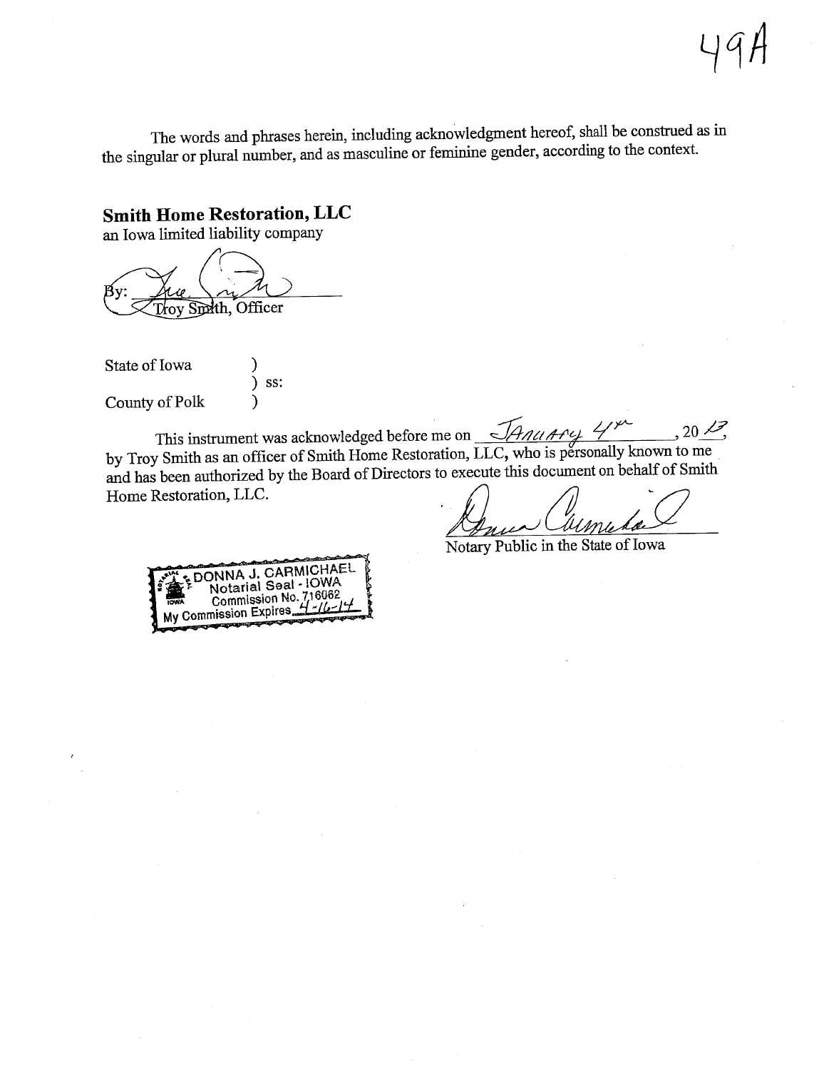49A

The words and phrases herein, including acknowledgment hereof, shall be construed as in the singular or plural number, and as masculine or feminine gender, according to the context.

**Smith Home Restoration, LLC**
an Iowa limited liability company

By: ______________________
Troy Smith, Officer

State of Iowa )
) ss:
County of Polk )

This instrument was acknowledged before me on January 4th, 20 13, by Troy Smith as an officer of Smith Home Restoration, LLC, who is personally known to me and has been authorized by the Board of Directors to execute this document on behalf of Smith Home Restoration, LLC.

______________________
Notary Public in the State of Iowa

DONNA J. CARMICHAEL
Notarial Seal - IOWA
Commission No. 716062
My Commission Expires 4-16-14